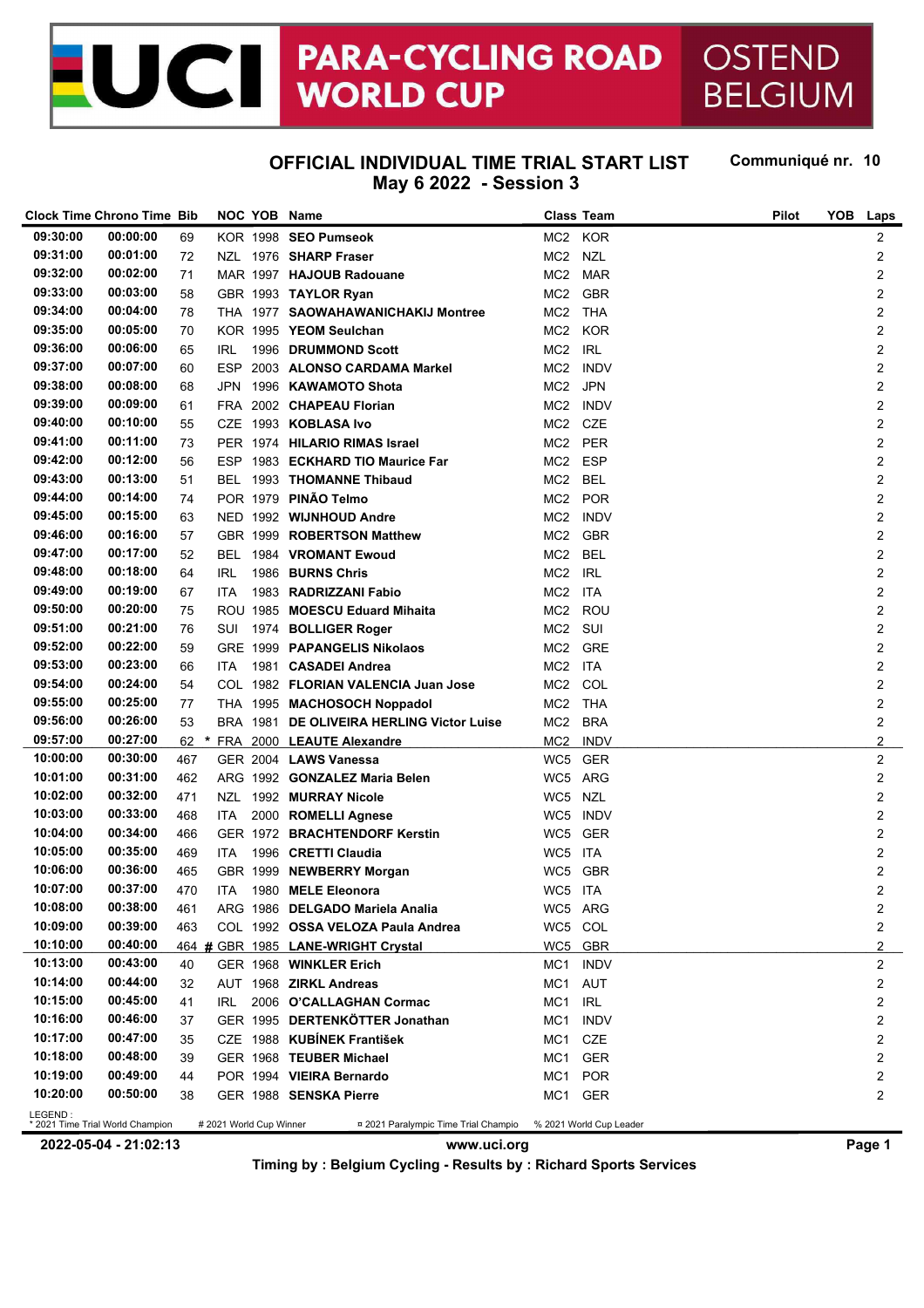# UCI PARA-CYCLING ROAD WORLD CUP OSTEND BELGIUM

## OFFICIAL INDIVIDUAL TIME TRIAL START LIST

**May 6 2022 - Session 3**

**Communiqué nr. 10**

| Clock Time | Chrono Time | Bib | | NOC | YOB | Name | Class | Team | Pilot | YOB | Laps |
|---|---|---|---|---|---|---|---|---|---|---|---|
| 09:30:00 | 00:00:00 | 69 | | KOR | 1998 | SEO Pumseok | MC2 | KOR | | | 2 |
| 09:31:00 | 00:01:00 | 72 | | NZL | 1976 | SHARP Fraser | MC2 | NZL | | | 2 |
| 09:32:00 | 00:02:00 | 71 | | MAR | 1997 | HAJOUB Radouane | MC2 | MAR | | | 2 |
| 09:33:00 | 00:03:00 | 58 | | GBR | 1993 | TAYLOR Ryan | MC2 | GBR | | | 2 |
| 09:34:00 | 00:04:00 | 78 | | THA | 1977 | SAOWAHAWANICHAKIJ Montree | MC2 | THA | | | 2 |
| 09:35:00 | 00:05:00 | 70 | | KOR | 1995 | YEOM Seulchan | MC2 | KOR | | | 2 |
| 09:36:00 | 00:06:00 | 65 | | IRL | 1996 | DRUMMOND Scott | MC2 | IRL | | | 2 |
| 09:37:00 | 00:07:00 | 60 | | ESP | 2003 | ALONSO CARDAMA Markel | MC2 | INDV | | | 2 |
| 09:38:00 | 00:08:00 | 68 | | JPN | 1996 | KAWAMOTO Shota | MC2 | JPN | | | 2 |
| 09:39:00 | 00:09:00 | 61 | | FRA | 2002 | CHAPEAU Florian | MC2 | INDV | | | 2 |
| 09:40:00 | 00:10:00 | 55 | | CZE | 1993 | KOBLASA Ivo | MC2 | CZE | | | 2 |
| 09:41:00 | 00:11:00 | 73 | | PER | 1974 | HILARIO RIMAS Israel | MC2 | PER | | | 2 |
| 09:42:00 | 00:12:00 | 56 | | ESP | 1983 | ECKHARD TIO Maurice Far | MC2 | ESP | | | 2 |
| 09:43:00 | 00:13:00 | 51 | | BEL | 1993 | THOMANNE Thibaud | MC2 | BEL | | | 2 |
| 09:44:00 | 00:14:00 | 74 | | POR | 1979 | PINÃO Telmo | MC2 | POR | | | 2 |
| 09:45:00 | 00:15:00 | 63 | | NED | 1992 | WIJNHOUD Andre | MC2 | INDV | | | 2 |
| 09:46:00 | 00:16:00 | 57 | | GBR | 1999 | ROBERTSON Matthew | MC2 | GBR | | | 2 |
| 09:47:00 | 00:17:00 | 52 | | BEL | 1984 | VROMANT Ewoud | MC2 | BEL | | | 2 |
| 09:48:00 | 00:18:00 | 64 | | IRL | 1986 | BURNS Chris | MC2 | IRL | | | 2 |
| 09:49:00 | 00:19:00 | 67 | | ITA | 1983 | RADRIZZANI Fabio | MC2 | ITA | | | 2 |
| 09:50:00 | 00:20:00 | 75 | | ROU | 1985 | MOESCU Eduard Mihaita | MC2 | ROU | | | 2 |
| 09:51:00 | 00:21:00 | 76 | | SUI | 1974 | BOLLIGER Roger | MC2 | SUI | | | 2 |
| 09:52:00 | 00:22:00 | 59 | | GRE | 1999 | PAPANGELIS Nikolaos | MC2 | GRE | | | 2 |
| 09:53:00 | 00:23:00 | 66 | | ITA | 1981 | CASADEI Andrea | MC2 | ITA | | | 2 |
| 09:54:00 | 00:24:00 | 54 | | COL | 1982 | FLORIAN VALENCIA Juan Jose | MC2 | COL | | | 2 |
| 09:55:00 | 00:25:00 | 77 | | THA | 1995 | MACHOSOCH Noppadol | MC2 | THA | | | 2 |
| 09:56:00 | 00:26:00 | 53 | | BRA | 1981 | DE OLIVEIRA HERLING Victor Luise | MC2 | BRA | | | 2 |
| 09:57:00 | 00:27:00 | 62 | * | FRA | 2000 | LEAUTE Alexandre | MC2 | INDV | | | 2 |
| 10:00:00 | 00:30:00 | 467 | | GER | 2004 | LAWS Vanessa | WC5 | GER | | | 2 |
| 10:01:00 | 00:31:00 | 462 | | ARG | 1992 | GONZALEZ Maria Belen | WC5 | ARG | | | 2 |
| 10:02:00 | 00:32:00 | 471 | | NZL | 1992 | MURRAY Nicole | WC5 | NZL | | | 2 |
| 10:03:00 | 00:33:00 | 468 | | ITA | 2000 | ROMELLI Agnese | WC5 | INDV | | | 2 |
| 10:04:00 | 00:34:00 | 466 | | GER | 1972 | BRACHTENDORF Kerstin | WC5 | GER | | | 2 |
| 10:05:00 | 00:35:00 | 469 | | ITA | 1996 | CRETTI Claudia | WC5 | ITA | | | 2 |
| 10:06:00 | 00:36:00 | 465 | | GBR | 1999 | NEWBERRY Morgan | WC5 | GBR | | | 2 |
| 10:07:00 | 00:37:00 | 470 | | ITA | 1980 | MELE Eleonora | WC5 | ITA | | | 2 |
| 10:08:00 | 00:38:00 | 461 | | ARG | 1986 | DELGADO Mariela Analia | WC5 | ARG | | | 2 |
| 10:09:00 | 00:39:00 | 463 | | COL | 1992 | OSSA VELOZA Paula Andrea | WC5 | COL | | | 2 |
| 10:10:00 | 00:40:00 | 464 | # | GBR | 1985 | LANE-WRIGHT Crystal | WC5 | GBR | | | 2 |
| 10:13:00 | 00:43:00 | 40 | | GER | 1968 | WINKLER Erich | MC1 | INDV | | | 2 |
| 10:14:00 | 00:44:00 | 32 | | AUT | 1968 | ZIRKL Andreas | MC1 | AUT | | | 2 |
| 10:15:00 | 00:45:00 | 41 | | IRL | 2006 | O'CALLAGHAN Cormac | MC1 | IRL | | | 2 |
| 10:16:00 | 00:46:00 | 37 | | GER | 1995 | DERTENKÖTTER Jonathan | MC1 | INDV | | | 2 |
| 10:17:00 | 00:47:00 | 35 | | CZE | 1988 | KUBÍNEK František | MC1 | CZE | | | 2 |
| 10:18:00 | 00:48:00 | 39 | | GER | 1968 | TEUBER Michael | MC1 | GER | | | 2 |
| 10:19:00 | 00:49:00 | 44 | | POR | 1994 | VIEIRA Bernardo | MC1 | POR | | | 2 |
| 10:20:00 | 00:50:00 | 38 | | GER | 1988 | SENSKA Pierre | MC1 | GER | | | 2 |

LEGEND :
* 2021 Time Trial World Champion # 2021 World Cup Winner ¤ 2021 Paralympic Time Trial Champio % 2021 World Cup Leader

2022-05-04 - 21:02:13 www.uci.org

Timing by : Belgium Cycling - Results by : Richard Sports Services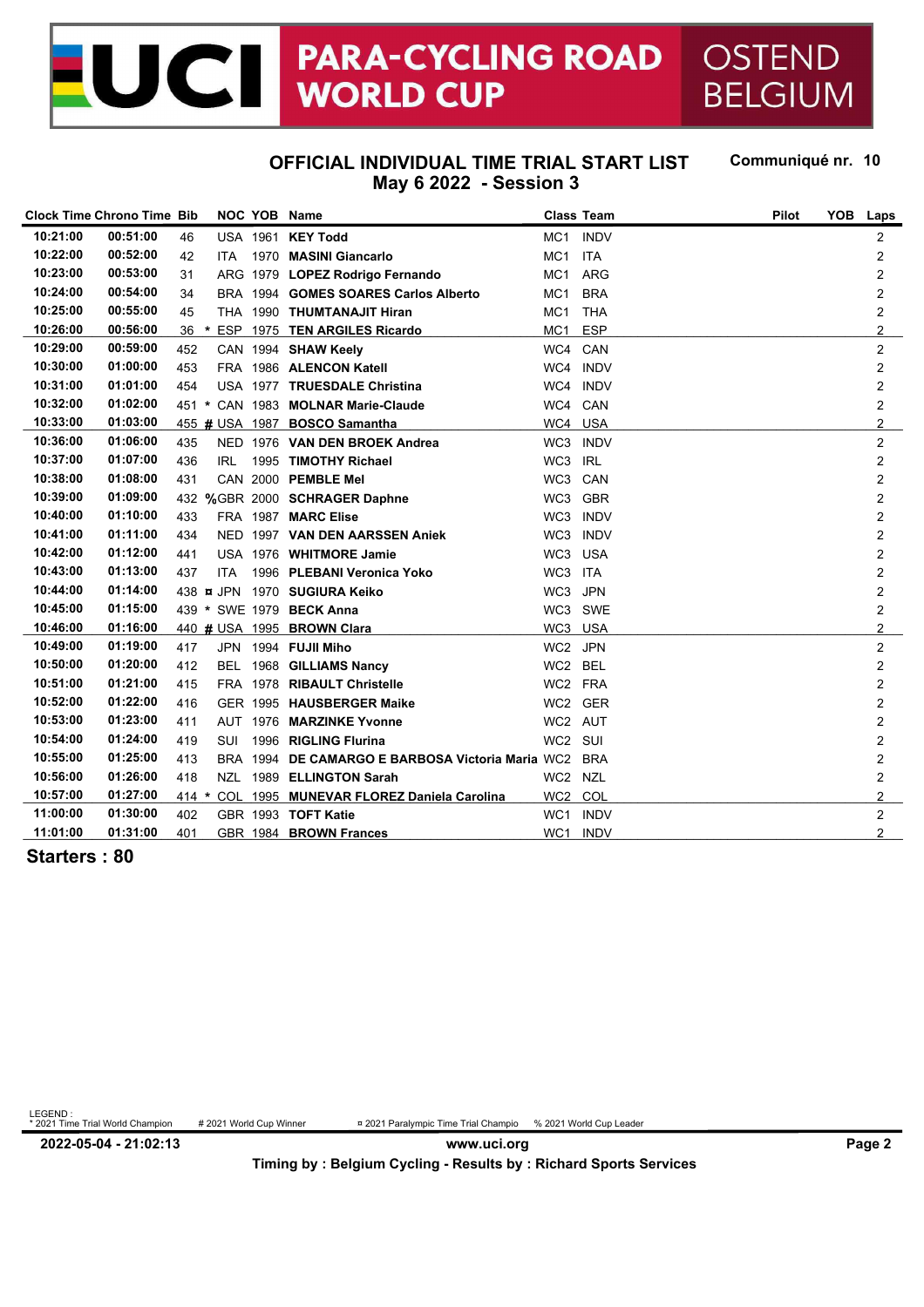UCI PARA-CYCLING ROAD WORLD CUP OSTEND BELGIUM

## OFFICIAL INDIVIDUAL TIME TRIAL START LIST
## May 6 2022 - Session 3

**Communiqué nr. 10**

| Clock Time | Chrono Time | Bib | | NOC | YOB | Name | Class | Team | Pilot | YOB | Laps |
|---|---|---|---|---|---|---|---|---|---|---|---|
| 10:21:00 | 00:51:00 | 46 | | USA | 1961 | KEY Todd | MC1 | INDV | | | 2 |
| 10:22:00 | 00:52:00 | 42 | | ITA | 1970 | MASINI Giancarlo | MC1 | ITA | | | 2 |
| 10:23:00 | 00:53:00 | 31 | | ARG | 1979 | LOPEZ Rodrigo Fernando | MC1 | ARG | | | 2 |
| 10:24:00 | 00:54:00 | 34 | | BRA | 1994 | GOMES SOARES Carlos Alberto | MC1 | BRA | | | 2 |
| 10:25:00 | 00:55:00 | 45 | | THA | 1990 | THUMTANAJIT Hiran | MC1 | THA | | | 2 |
| 10:26:00 | 00:56:00 | 36 | * | ESP | 1975 | TEN ARGILES Ricardo | MC1 | ESP | | | 2 |
| 10:29:00 | 00:59:00 | 452 | | CAN | 1994 | SHAW Keely | WC4 | CAN | | | 2 |
| 10:30:00 | 01:00:00 | 453 | | FRA | 1986 | ALENCON Katell | WC4 | INDV | | | 2 |
| 10:31:00 | 01:01:00 | 454 | | USA | 1977 | TRUESDALE Christina | WC4 | INDV | | | 2 |
| 10:32:00 | 01:02:00 | 451 | * | CAN | 1983 | MOLNAR Marie-Claude | WC4 | CAN | | | 2 |
| 10:33:00 | 01:03:00 | 455 | # | USA | 1987 | BOSCO Samantha | WC4 | USA | | | 2 |
| 10:36:00 | 01:06:00 | 435 | | NED | 1976 | VAN DEN BROEK Andrea | WC3 | INDV | | | 2 |
| 10:37:00 | 01:07:00 | 436 | | IRL | 1995 | TIMOTHY Richael | WC3 | IRL | | | 2 |
| 10:38:00 | 01:08:00 | 431 | | CAN | 2000 | PEMBLE Mel | WC3 | CAN | | | 2 |
| 10:39:00 | 01:09:00 | 432 | % | GBR | 2000 | SCHRAGER Daphne | WC3 | GBR | | | 2 |
| 10:40:00 | 01:10:00 | 433 | | FRA | 1987 | MARC Elise | WC3 | INDV | | | 2 |
| 10:41:00 | 01:11:00 | 434 | | NED | 1997 | VAN DEN AARSSEN Aniek | WC3 | INDV | | | 2 |
| 10:42:00 | 01:12:00 | 441 | | USA | 1976 | WHITMORE Jamie | WC3 | USA | | | 2 |
| 10:43:00 | 01:13:00 | 437 | | ITA | 1996 | PLEBANI Veronica Yoko | WC3 | ITA | | | 2 |
| 10:44:00 | 01:14:00 | 438 | ¤ | JPN | 1970 | SUGIURA Keiko | WC3 | JPN | | | 2 |
| 10:45:00 | 01:15:00 | 439 | * | SWE | 1979 | BECK Anna | WC3 | SWE | | | 2 |
| 10:46:00 | 01:16:00 | 440 | # | USA | 1995 | BROWN Clara | WC3 | USA | | | 2 |
| 10:49:00 | 01:19:00 | 417 | | JPN | 1994 | FUJII Miho | WC2 | JPN | | | 2 |
| 10:50:00 | 01:20:00 | 412 | | BEL | 1968 | GILLIAMS Nancy | WC2 | BEL | | | 2 |
| 10:51:00 | 01:21:00 | 415 | | FRA | 1978 | RIBAULT Christelle | WC2 | FRA | | | 2 |
| 10:52:00 | 01:22:00 | 416 | | GER | 1995 | HAUSBERGER Maike | WC2 | GER | | | 2 |
| 10:53:00 | 01:23:00 | 411 | | AUT | 1976 | MARZINKE Yvonne | WC2 | AUT | | | 2 |
| 10:54:00 | 01:24:00 | 419 | | SUI | 1996 | RIGLING Flurina | WC2 | SUI | | | 2 |
| 10:55:00 | 01:25:00 | 413 | | BRA | 1994 | DE CAMARGO E BARBOSA Victoria Maria | WC2 | BRA | | | 2 |
| 10:56:00 | 01:26:00 | 418 | | NZL | 1989 | ELLINGTON Sarah | WC2 | NZL | | | 2 |
| 10:57:00 | 01:27:00 | 414 | * | COL | 1995 | MUNEVAR FLOREZ Daniela Carolina | WC2 | COL | | | 2 |
| 11:00:00 | 01:30:00 | 402 | | GBR | 1993 | TOFT Katie | WC1 | INDV | | | 2 |
| 11:01:00 | 01:31:00 | 401 | | GBR | 1984 | BROWN Frances | WC1 | INDV | | | 2 |

**Starters : 80**

LEGEND :
* 2021 Time Trial World Champion    # 2021 World Cup Winner    ¤ 2021 Paralympic Time Trial Champio    % 2021 World Cup Leader

2022-05-04 - 21:02:13    www.uci.org

Timing by : Belgium Cycling - Results by : Richard Sports Services